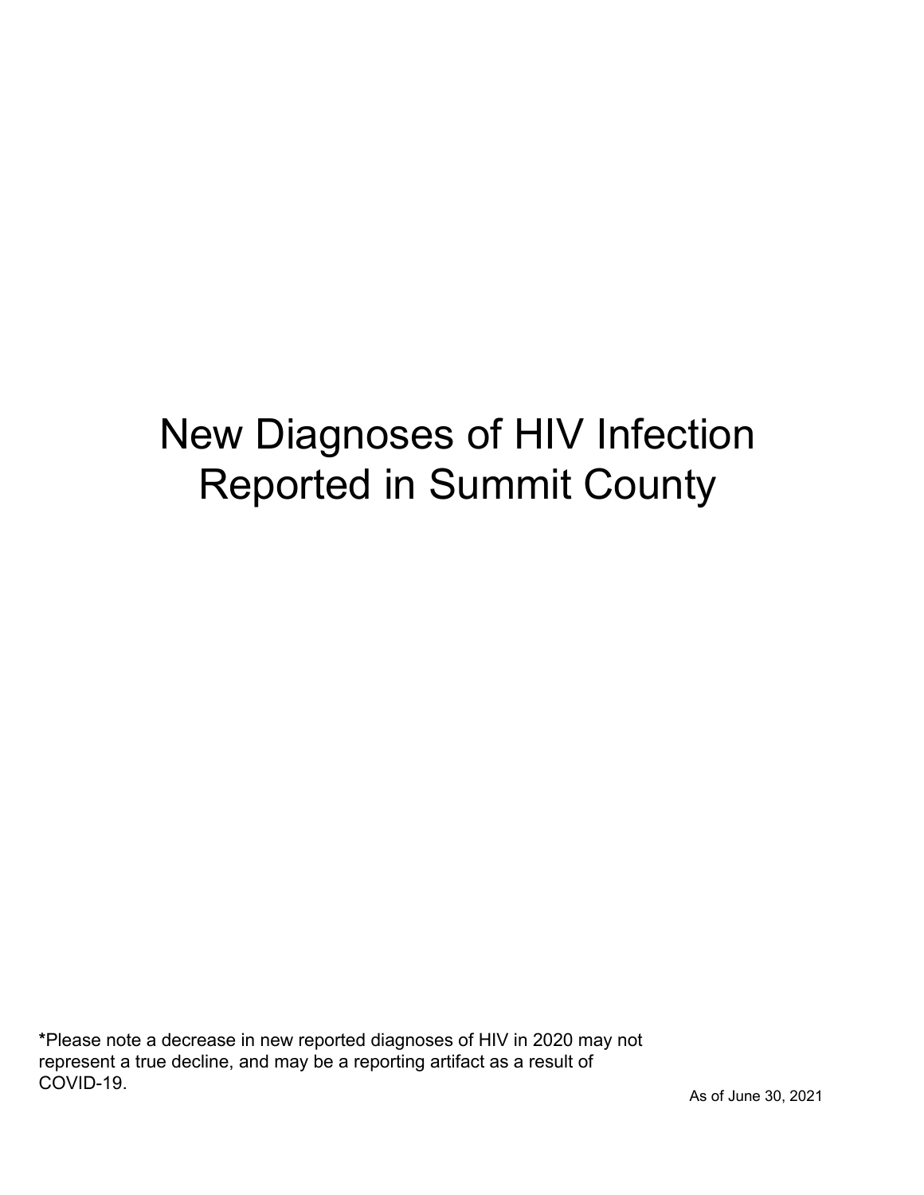# New Diagnoses of HIV Infection Reported in Summit County

**\***Please note a decrease in new reported diagnoses of HIV in 2020 may not represent a true decline, and may be a reporting artifact as a result of COVID-19.

As of June 30, 2021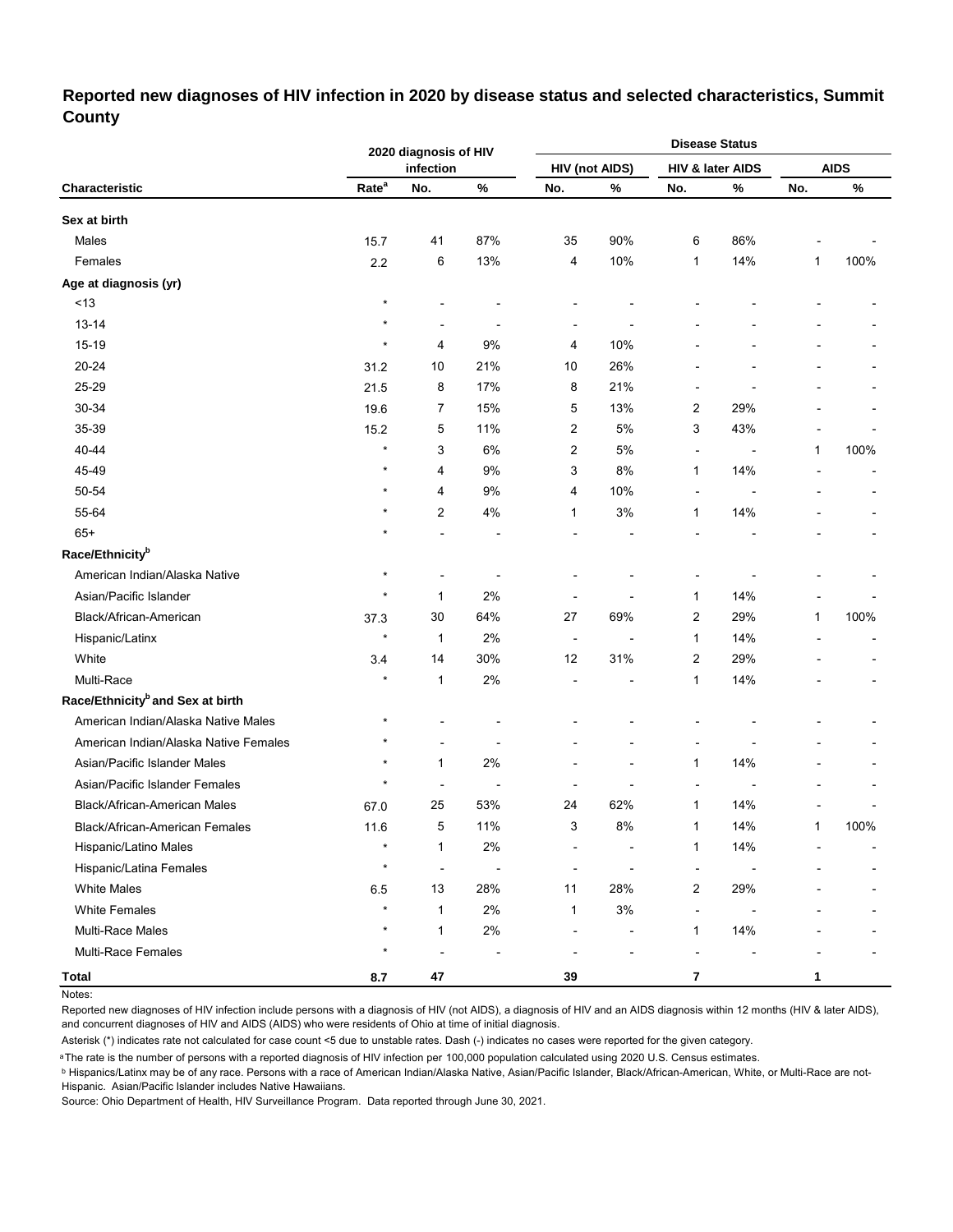**Reported new diagnoses of HIV infection in 2020 by disease status and selected characteristics, Summit County**

| | 2020 diagnosis of HIV infection | | | Disease Status | | | | | |
|---|---|---|---|---|---|---|---|---|---|
| | | | | HIV (not AIDS) | | HIV & later AIDS | | AIDS | |
| Characteristic | Rate[a] | No. | % | No. | % | No. | % | No. | % |
| **Sex at birth** | | | | | | | | | |
| Males | 15.7 | 41 | 87% | 35 | 90% | 6 | 86% | - | - |
| Females | 2.2 | 6 | 13% | 4 | 10% | 1 | 14% | 1 | 100% |
| **Age at diagnosis (yr)** | | | | | | | | | |
| <13 | * | - | - | - | - | - | - | - | - |
| 13-14 | * | - | - | - | - | - | - | - | - |
| 15-19 | * | 4 | 9% | 4 | 10% | - | - | - | - |
| 20-24 | 31.2 | 10 | 21% | 10 | 26% | - | - | - | - |
| 25-29 | 21.5 | 8 | 17% | 8 | 21% | - | - | - | - |
| 30-34 | 19.6 | 7 | 15% | 5 | 13% | 2 | 29% | - | - |
| 35-39 | 15.2 | 5 | 11% | 2 | 5% | 3 | 43% | - | - |
| 40-44 | * | 3 | 6% | 2 | 5% | - | - | 1 | 100% |
| 45-49 | * | 4 | 9% | 3 | 8% | 1 | 14% | - | - |
| 50-54 | * | 4 | 9% | 4 | 10% | - | - | - | - |
| 55-64 | * | 2 | 4% | 1 | 3% | 1 | 14% | - | - |
| 65+ | * | - | - | - | - | - | - | - | - |
| **Race/Ethnicity[b]** | | | | | | | | | |
| American Indian/Alaska Native | * | - | - | - | - | - | - | - | - |
| Asian/Pacific Islander | * | 1 | 2% | - | - | 1 | 14% | - | - |
| Black/African-American | 37.3 | 30 | 64% | 27 | 69% | 2 | 29% | 1 | 100% |
| Hispanic/Latinx | * | 1 | 2% | - | - | 1 | 14% | - | - |
| White | 3.4 | 14 | 30% | 12 | 31% | 2 | 29% | - | - |
| Multi-Race | * | 1 | 2% | - | - | 1 | 14% | - | - |
| **Race/Ethnicity[b] and Sex at birth** | | | | | | | | | |
| American Indian/Alaska Native Males | * | - | - | - | - | - | - | - | - |
| American Indian/Alaska Native Females | * | - | - | - | - | - | - | - | - |
| Asian/Pacific Islander Males | * | 1 | 2% | - | - | 1 | 14% | - | - |
| Asian/Pacific Islander Females | * | - | - | - | - | - | - | - | - |
| Black/African-American Males | 67.0 | 25 | 53% | 24 | 62% | 1 | 14% | - | - |
| Black/African-American Females | 11.6 | 5 | 11% | 3 | 8% | 1 | 14% | 1 | 100% |
| Hispanic/Latino Males | * | 1 | 2% | - | - | 1 | 14% | - | - |
| Hispanic/Latina Females | * | - | - | - | - | - | - | - | - |
| White Males | 6.5 | 13 | 28% | 11 | 28% | 2 | 29% | - | - |
| White Females | * | 1 | 2% | 1 | 3% | - | - | - | - |
| Multi-Race Males | * | 1 | 2% | - | - | 1 | 14% | - | - |
| Multi-Race Females | * | - | - | - | - | - | - | - | - |
| **Total** | **8.7** | **47** | | **39** | | **7** | | **1** | |

Notes:

Reported new diagnoses of HIV infection include persons with a diagnosis of HIV (not AIDS), a diagnosis of HIV and an AIDS diagnosis within 12 months (HIV & later AIDS), and concurrent diagnoses of HIV and AIDS (AIDS) who were residents of Ohio at time of initial diagnosis.

Asterisk (*) indicates rate not calculated for case count <5 due to unstable rates. Dash (-) indicates no cases were reported for the given category.

[a] The rate is the number of persons with a reported diagnosis of HIV infection per 100,000 population calculated using 2020 U.S. Census estimates.

[b] Hispanics/Latinx may be of any race. Persons with a race of American Indian/Alaska Native, Asian/Pacific Islander, Black/African-American, White, or Multi-Race are not-Hispanic. Asian/Pacific Islander includes Native Hawaiians.

Source: Ohio Department of Health, HIV Surveillance Program. Data reported through June 30, 2021.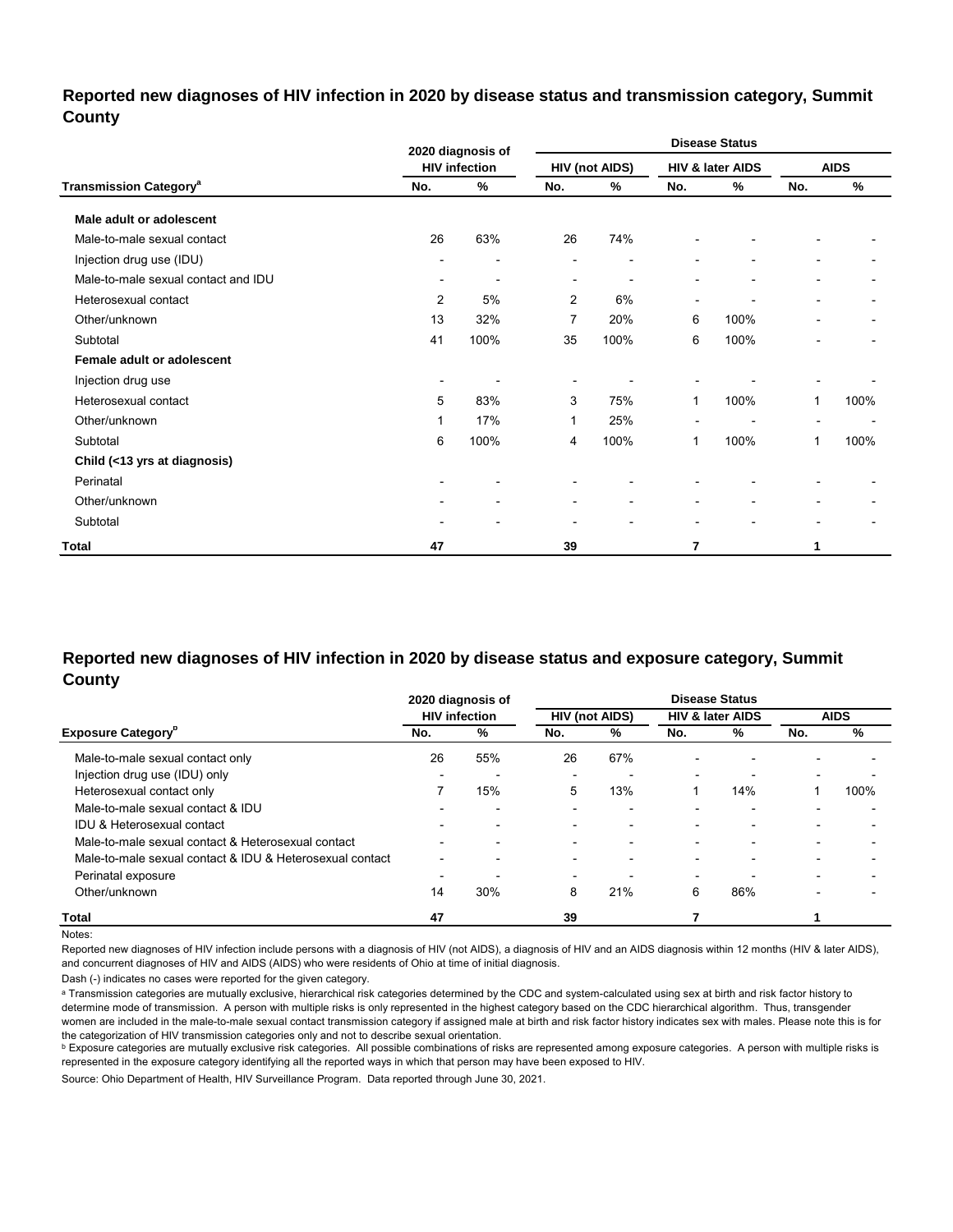## Reported new diagnoses of HIV infection in 2020 by disease status and transmission category, Summit County

| Transmission Category[a] | 2020 diagnosis of HIV infection | | Disease Status | | | | | |
|---|---|---|---|---|---|---|---|---|
| | | | HIV (not AIDS) | | HIV & later AIDS | | AIDS | |
| | No. | % | No. | % | No. | % | No. | % |
| **Male adult or adolescent** | | | | | | | | |
| Male-to-male sexual contact | 26 | 63% | 26 | 74% | - | - | - | - |
| Injection drug use (IDU) | - | - | - | - | - | - | - | - |
| Male-to-male sexual contact and IDU | - | - | - | - | - | - | - | - |
| Heterosexual contact | 2 | 5% | 2 | 6% | - | - | - | - |
| Other/unknown | 13 | 32% | 7 | 20% | 6 | 100% | - | - |
| Subtotal | 41 | 100% | 35 | 100% | 6 | 100% | - | - |
| **Female adult or adolescent** | | | | | | | | |
| Injection drug use | - | - | - | - | - | - | - | - |
| Heterosexual contact | 5 | 83% | 3 | 75% | 1 | 100% | 1 | 100% |
| Other/unknown | 1 | 17% | 1 | 25% | - | - | - | - |
| Subtotal | 6 | 100% | 4 | 100% | 1 | 100% | 1 | 100% |
| **Child (<13 yrs at diagnosis)** | | | | | | | | |
| Perinatal | - | - | - | - | - | - | - | - |
| Other/unknown | - | - | - | - | - | - | - | - |
| Subtotal | - | - | - | - | - | - | - | - |
| **Total** | **47** | | **39** | | **7** | | **1** | |

## Reported new diagnoses of HIV infection in 2020 by disease status and exposure category, Summit County

| Exposure Category[b] | 2020 diagnosis of HIV infection | | Disease Status | | | | | |
|---|---|---|---|---|---|---|---|---|
| | | | HIV (not AIDS) | | HIV & later AIDS | | AIDS | |
| | No. | % | No. | % | No. | % | No. | % |
| Male-to-male sexual contact only | 26 | 55% | 26 | 67% | - | - | - | - |
| Injection drug use (IDU) only | - | - | - | - | - | - | - | - |
| Heterosexual contact only | 7 | 15% | 5 | 13% | 1 | 14% | 1 | 100% |
| Male-to-male sexual contact & IDU | - | - | - | - | - | - | - | - |
| IDU & Heterosexual contact | - | - | - | - | - | - | - | - |
| Male-to-male sexual contact & Heterosexual contact | - | - | - | - | - | - | - | - |
| Male-to-male sexual contact & IDU & Heterosexual contact | - | - | - | - | - | - | - | - |
| Perinatal exposure | - | - | - | - | - | - | - | - |
| Other/unknown | 14 | 30% | 8 | 21% | 6 | 86% | - | - |
| **Total** | **47** | | **39** | | **7** | | **1** | |

Notes:

Reported new diagnoses of HIV infection include persons with a diagnosis of HIV (not AIDS), a diagnosis of HIV and an AIDS diagnosis within 12 months (HIV & later AIDS), and concurrent diagnoses of HIV and AIDS (AIDS) who were residents of Ohio at time of initial diagnosis.

Dash (-) indicates no cases were reported for the given category.

[a] Transmission categories are mutually exclusive, hierarchical risk categories determined by the CDC and system-calculated using sex at birth and risk factor history to determine mode of transmission. A person with multiple risks is only represented in the highest category based on the CDC hierarchical algorithm. Thus, transgender women are included in the male-to-male sexual contact transmission category if assigned male at birth and risk factor history indicates sex with males. Please note this is for the categorization of HIV transmission categories only and not to describe sexual orientation.

[b] Exposure categories are mutually exclusive risk categories. All possible combinations of risks are represented among exposure categories. A person with multiple risks is represented in the exposure category identifying all the reported ways in which that person may have been exposed to HIV.

Source: Ohio Department of Health, HIV Surveillance Program. Data reported through June 30, 2021.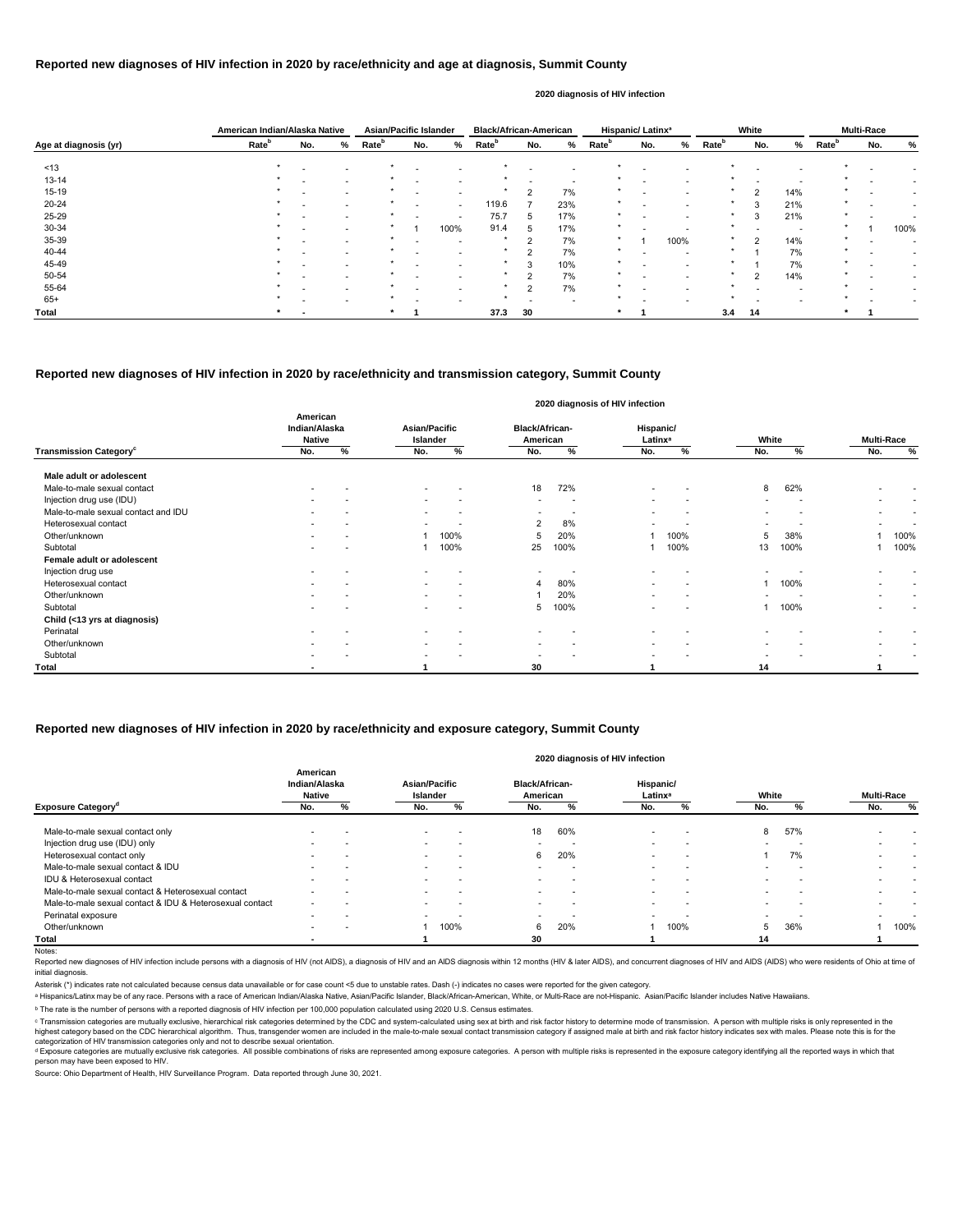## Reported new diagnoses of HIV infection in 2020 by race/ethnicity and age at diagnosis, Summit County

2020 diagnosis of HIV infection

| | American Indian/Alaska Native | | | Asian/Pacific Islander | | | Black/African-American | | | Hispanic/ Latinx[a] | | | White | | | Multi-Race | | |
|---|---|---|---|---|---|---|---|---|---|---|---|---|---|---|---|---|---|---|
| Age at diagnosis (yr) | Rate[b] | No. | % | Rate[b] | No. | % | Rate[b] | No. | % | Rate[b] | No. | % | Rate[b] | No. | % | Rate[b] | No. | % |
| <13 | * | - | - | * | - | - | * | - | - | * | - | - | * | - | - | * | - | - |
| 13-14 | * | - | - | * | - | - | * | - | - | * | - | - | * | - | - | * | - | - |
| 15-19 | * | - | - | * | - | - | * | 2 | 7% | * | - | - | * | 2 | 14% | * | - | - |
| 20-24 | * | - | - | * | - | - | 119.6 | 7 | 23% | * | - | - | * | 3 | 21% | * | - | - |
| 25-29 | * | - | - | * | - | - | 75.7 | 5 | 17% | * | - | - | * | 3 | 21% | * | - | - |
| 30-34 | * | - | - | * | 1 | 100% | 91.4 | 5 | 17% | * | - | - | * | - | - | * | 1 | 100% |
| 35-39 | * | - | - | * | - | - | * | 2 | 7% | * | 1 | 100% | * | 2 | 14% | * | - | - |
| 40-44 | * | - | - | * | - | - | * | 2 | 7% | * | - | - | * | 1 | 7% | * | - | - |
| 45-49 | * | - | - | * | - | - | * | 3 | 10% | * | - | - | * | 1 | 7% | * | - | - |
| 50-54 | * | - | - | * | - | - | * | 2 | 7% | * | - | - | * | 2 | 14% | * | - | - |
| 55-64 | * | - | - | * | - | - | * | 2 | 7% | * | - | - | * | - | - | * | - | - |
| 65+ | * | - | - | * | - | - | * | - | - | * | - | - | * | - | - | * | - | - |
| **Total** | * | - | | * | 1 | | 37.3 | 30 | | * | 1 | | 3.4 | 14 | | * | 1 | |

## Reported new diagnoses of HIV infection in 2020 by race/ethnicity and transmission category, Summit County

2020 diagnosis of HIV infection

| | American Indian/Alaska Native | | Asian/Pacific Islander | | Black/African-American | | Hispanic/ Latinx[a] | | White | | Multi-Race | |
|---|---|---|---|---|---|---|---|---|---|---|---|---|
| Transmission Category[c] | No. | % | No. | % | No. | % | No. | % | No. | % | No. | % |
| **Male adult or adolescent** | | | | | | | | | | | | |
| Male-to-male sexual contact | - | - | - | - | 18 | 72% | - | - | 8 | 62% | - | - |
| Injection drug use (IDU) | - | - | - | - | - | - | - | - | - | - | - | - |
| Male-to-male sexual contact and IDU | - | - | - | - | - | - | - | - | - | - | - | - |
| Heterosexual contact | - | - | - | - | 2 | 8% | - | - | - | - | - | - |
| Other/unknown | - | - | 1 | 100% | 5 | 20% | 1 | 100% | 5 | 38% | 1 | 100% |
| Subtotal | - | - | 1 | 100% | 25 | 100% | 1 | 100% | 13 | 100% | 1 | 100% |
| **Female adult or adolescent** | | | | | | | | | | | | |
| Injection drug use | - | - | - | - | - | - | - | - | - | - | - | - |
| Heterosexual contact | - | - | - | - | 4 | 80% | - | - | 1 | 100% | - | - |
| Other/unknown | - | - | - | - | 1 | 20% | - | - | - | - | - | - |
| Subtotal | - | - | - | - | 5 | 100% | - | - | 1 | 100% | - | - |
| **Child (<13 yrs at diagnosis)** | | | | | | | | | | | | |
| Perinatal | - | - | - | - | - | - | - | - | - | - | - | - |
| Other/unknown | - | - | - | - | - | - | - | - | - | - | - | - |
| Subtotal | - | - | - | - | - | - | - | - | - | - | - | - |
| **Total** | - | | 1 | | 30 | | 1 | | 14 | | 1 | |

## Reported new diagnoses of HIV infection in 2020 by race/ethnicity and exposure category, Summit County

2020 diagnosis of HIV infection

| | American Indian/Alaska Native | | Asian/Pacific Islander | | Black/African-American | | Hispanic/ Latinx[a] | | White | | Multi-Race | |
|---|---|---|---|---|---|---|---|---|---|---|---|---|
| Exposure Category[d] | No. | % | No. | % | No. | % | No. | % | No. | % | No. | % |
| Male-to-male sexual contact only | - | - | - | - | 18 | 60% | - | - | 8 | 57% | - | - |
| Injection drug use (IDU) only | - | - | - | - | - | - | - | - | - | - | - | - |
| Heterosexual contact only | - | - | - | - | 6 | 20% | - | - | 1 | 7% | - | - |
| Male-to-male sexual contact & IDU | - | - | - | - | - | - | - | - | - | - | - | - |
| IDU & Heterosexual contact | - | - | - | - | - | - | - | - | - | - | - | - |
| Male-to-male sexual contact & Heterosexual contact | - | - | - | - | - | - | - | - | - | - | - | - |
| Male-to-male sexual contact & IDU & Heterosexual contact | - | - | - | - | - | - | - | - | - | - | - | - |
| Perinatal exposure | - | - | - | - | - | - | - | - | - | - | - | - |
| Other/unknown | - | - | 1 | 100% | 6 | 20% | 1 | 100% | 5 | 36% | 1 | 100% |
| **Total** | - | | 1 | | 30 | | 1 | | 14 | | 1 | |

Notes:

Reported new diagnoses of HIV infection include persons with a diagnosis of HIV (not AIDS), a diagnosis of HIV and an AIDS diagnosis within 12 months (HIV & later AIDS), and concurrent diagnoses of HIV and AIDS (AIDS) who were residents of Ohio at time of initial diagnosis.

Asterisk (*) indicates rate not calculated because census data unavailable or for case count <5 due to unstable rates. Dash (-) indicates no cases were reported for the given category.

[a] Hispanics/Latinx may be of any race. Persons with a race of American Indian/Alaska Native, Asian/Pacific Islander, Black/African-American, White, or Multi-Race are not-Hispanic. Asian/Pacific Islander includes Native Hawaiians.

[b] The rate is the number of persons with a reported diagnosis of HIV infection per 100,000 population calculated using 2020 U.S. Census estimates.

[c] Transmission categories are mutually exclusive, hierarchical risk categories determined by the CDC and system-calculated using sex at birth and risk factor history to determine mode of transmission. A person with multiple risks is only represented in the highest category based on the CDC hierarchical algorithm. Thus, transgender women are included in the male-to-male sexual contact transmission category if assigned male at birth and risk factor history indicates sex with males. Please note this is for the categorization of HIV transmission categories only and not to describe sexual orientation.

[d] Exposure categories are mutually exclusive risk categories. All possible combinations of risks are represented among exposure categories. A person with multiple risks is represented in the exposure category identifying all the reported ways in which that person may have been exposed to HIV.

Source: Ohio Department of Health, HIV Surveillance Program. Data reported through June 30, 2021.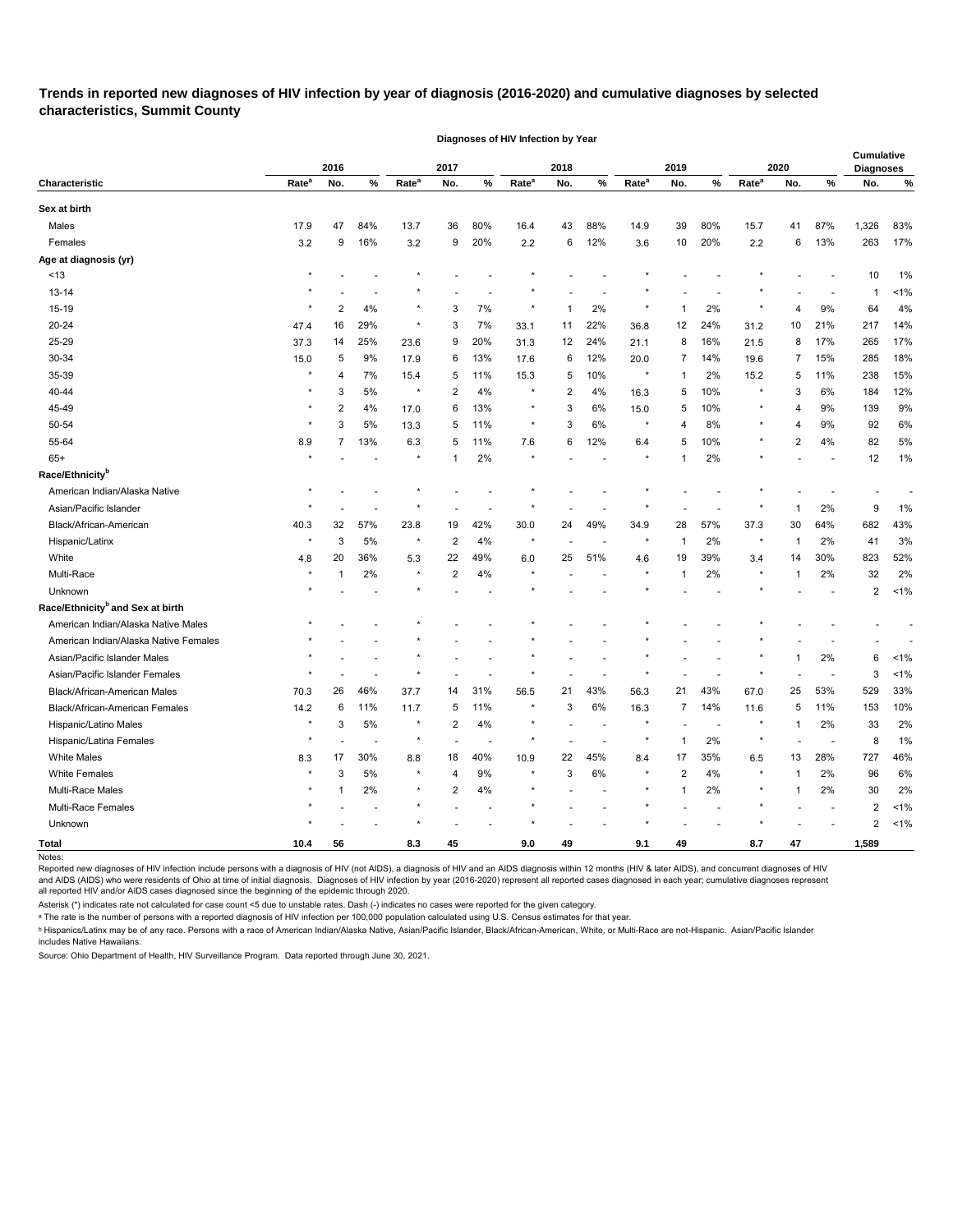**Trends in reported new diagnoses of HIV infection by year of diagnosis (2016-2020) and cumulative diagnoses by selected characteristics, Summit County**

| | Diagnoses of HIV Infection by Year | | | | | | | | | | | | | | | | |
|---|---|---|---|---|---|---|---|---|---|---|---|---|---|---|---|---|---|
| | 2016 | | | 2017 | | | 2018 | | | 2019 | | | 2020 | | | Cumulative Diagnoses | |
| Characteristic | Rate[a] | No. | % | Rate[a] | No. | % | Rate[a] | No. | % | Rate[a] | No. | % | Rate[a] | No. | % | No. | % |
| **Sex at birth** | | | | | | | | | | | | | | | | | |
| Males | 17.9 | 47 | 84% | 13.7 | 36 | 80% | 16.4 | 43 | 88% | 14.9 | 39 | 80% | 15.7 | 41 | 87% | 1,326 | 83% |
| Females | 3.2 | 9 | 16% | 3.2 | 9 | 20% | 2.2 | 6 | 12% | 3.6 | 10 | 20% | 2.2 | 6 | 13% | 263 | 17% |
| **Age at diagnosis (yr)** | | | | | | | | | | | | | | | | | |
| <13 | * | - | - | * | - | - | * | - | - | * | - | - | * | - | - | 10 | 1% |
| 13-14 | * | - | - | * | - | - | * | - | - | * | - | - | * | - | - | 1 | <1% |
| 15-19 | * | 2 | 4% | * | 3 | 7% | * | 1 | 2% | * | 1 | 2% | * | 4 | 9% | 64 | 4% |
| 20-24 | 47.4 | 16 | 29% | * | 3 | 7% | 33.1 | 11 | 22% | 36.8 | 12 | 24% | 31.2 | 10 | 21% | 217 | 14% |
| 25-29 | 37.3 | 14 | 25% | 23.6 | 9 | 20% | 31.3 | 12 | 24% | 21.1 | 8 | 16% | 21.5 | 8 | 17% | 265 | 17% |
| 30-34 | 15.0 | 5 | 9% | 17.9 | 6 | 13% | 17.6 | 6 | 12% | 20.0 | 7 | 14% | 19.6 | 7 | 15% | 285 | 18% |
| 35-39 | * | 4 | 7% | 15.4 | 5 | 11% | 15.3 | 5 | 10% | * | 1 | 2% | 15.2 | 5 | 11% | 238 | 15% |
| 40-44 | * | 3 | 5% | * | 2 | 4% | * | 2 | 4% | 16.3 | 5 | 10% | * | 3 | 6% | 184 | 12% |
| 45-49 | * | 2 | 4% | 17.0 | 6 | 13% | * | 3 | 6% | 15.0 | 5 | 10% | * | 4 | 9% | 139 | 9% |
| 50-54 | * | 3 | 5% | 13.3 | 5 | 11% | * | 3 | 6% | * | 4 | 8% | * | 4 | 9% | 92 | 6% |
| 55-64 | 8.9 | 7 | 13% | 6.3 | 5 | 11% | 7.6 | 6 | 12% | 6.4 | 5 | 10% | * | 2 | 4% | 82 | 5% |
| 65+ | * | - | - | * | 1 | 2% | * | - | - | * | 1 | 2% | * | - | - | 12 | 1% |
| **Race/Ethnicity[b]** | | | | | | | | | | | | | | | | | |
| American Indian/Alaska Native | * | - | - | * | - | - | * | - | - | * | - | - | * | - | - | - | - |
| Asian/Pacific Islander | * | - | - | * | - | - | * | - | - | * | - | - | * | 1 | 2% | 9 | 1% |
| Black/African-American | 40.3 | 32 | 57% | 23.8 | 19 | 42% | 30.0 | 24 | 49% | 34.9 | 28 | 57% | 37.3 | 30 | 64% | 682 | 43% |
| Hispanic/Latinx | * | 3 | 5% | * | 2 | 4% | * | - | - | * | 1 | 2% | * | 1 | 2% | 41 | 3% |
| White | 4.8 | 20 | 36% | 5.3 | 22 | 49% | 6.0 | 25 | 51% | 4.6 | 19 | 39% | 3.4 | 14 | 30% | 823 | 52% |
| Multi-Race | * | 1 | 2% | * | 2 | 4% | * | - | - | * | 1 | 2% | * | 1 | 2% | 32 | 2% |
| Unknown | * | - | - | * | - | - | * | - | - | * | - | - | * | - | - | 2 | <1% |
| **Race/Ethnicity[b] and Sex at birth** | | | | | | | | | | | | | | | | | |
| American Indian/Alaska Native Males | * | - | - | * | - | - | * | - | - | * | - | - | * | - | - | - | - |
| American Indian/Alaska Native Females | * | - | - | * | - | - | * | - | - | * | - | - | * | - | - | - | - |
| Asian/Pacific Islander Males | * | - | - | * | - | - | * | - | - | * | - | - | * | 1 | 2% | 6 | <1% |
| Asian/Pacific Islander Females | * | - | - | * | - | - | * | - | - | * | - | - | * | - | - | 3 | <1% |
| Black/African-American Males | 70.3 | 26 | 46% | 37.7 | 14 | 31% | 56.5 | 21 | 43% | 56.3 | 21 | 43% | 67.0 | 25 | 53% | 529 | 33% |
| Black/African-American Females | 14.2 | 6 | 11% | 11.7 | 5 | 11% | * | 3 | 6% | 16.3 | 7 | 14% | 11.6 | 5 | 11% | 153 | 10% |
| Hispanic/Latino Males | * | 3 | 5% | * | 2 | 4% | * | - | - | * | - | - | * | 1 | 2% | 33 | 2% |
| Hispanic/Latina Females | * | - | - | * | - | - | * | - | - | * | 1 | 2% | * | - | - | 8 | 1% |
| White Males | 8.3 | 17 | 30% | 8.8 | 18 | 40% | 10.9 | 22 | 45% | 8.4 | 17 | 35% | 6.5 | 13 | 28% | 727 | 46% |
| White Females | * | 3 | 5% | * | 4 | 9% | * | 3 | 6% | * | 2 | 4% | * | 1 | 2% | 96 | 6% |
| Multi-Race Males | * | 1 | 2% | * | 2 | 4% | * | - | - | * | 1 | 2% | * | 1 | 2% | 30 | 2% |
| Multi-Race Females | * | - | - | * | - | - | * | - | - | * | - | - | * | - | - | 2 | <1% |
| Unknown | * | - | - | * | - | - | * | - | - | * | - | - | * | - | - | 2 | <1% |
| **Total** | **10.4** | **56** | | **8.3** | **45** | | **9.0** | **49** | | **9.1** | **49** | | **8.7** | **47** | | **1,589** | |

Notes:

Reported new diagnoses of HIV infection include persons with a diagnosis of HIV (not AIDS), a diagnosis of HIV and an AIDS diagnosis within 12 months (HIV & later AIDS), and concurrent diagnoses of HIV and AIDS (AIDS) who were residents of Ohio at time of initial diagnosis. Diagnoses of HIV infection by year (2016-2020) represent all reported cases diagnosed in each year; cumulative diagnoses represent all reported HIV and/or AIDS cases diagnosed since the beginning of the epidemic through 2020.

Asterisk (*) indicates rate not calculated for case count <5 due to unstable rates. Dash (-) indicates no cases were reported for the given category.

[a] The rate is the number of persons with a reported diagnosis of HIV infection per 100,000 population calculated using U.S. Census estimates for that year.

[b] Hispanics/Latinx may be of any race. Persons with a race of American Indian/Alaska Native, Asian/Pacific Islander, Black/African-American, White, or Multi-Race are not-Hispanic. Asian/Pacific Islander includes Native Hawaiians.

Source: Ohio Department of Health, HIV Surveillance Program. Data reported through June 30, 2021.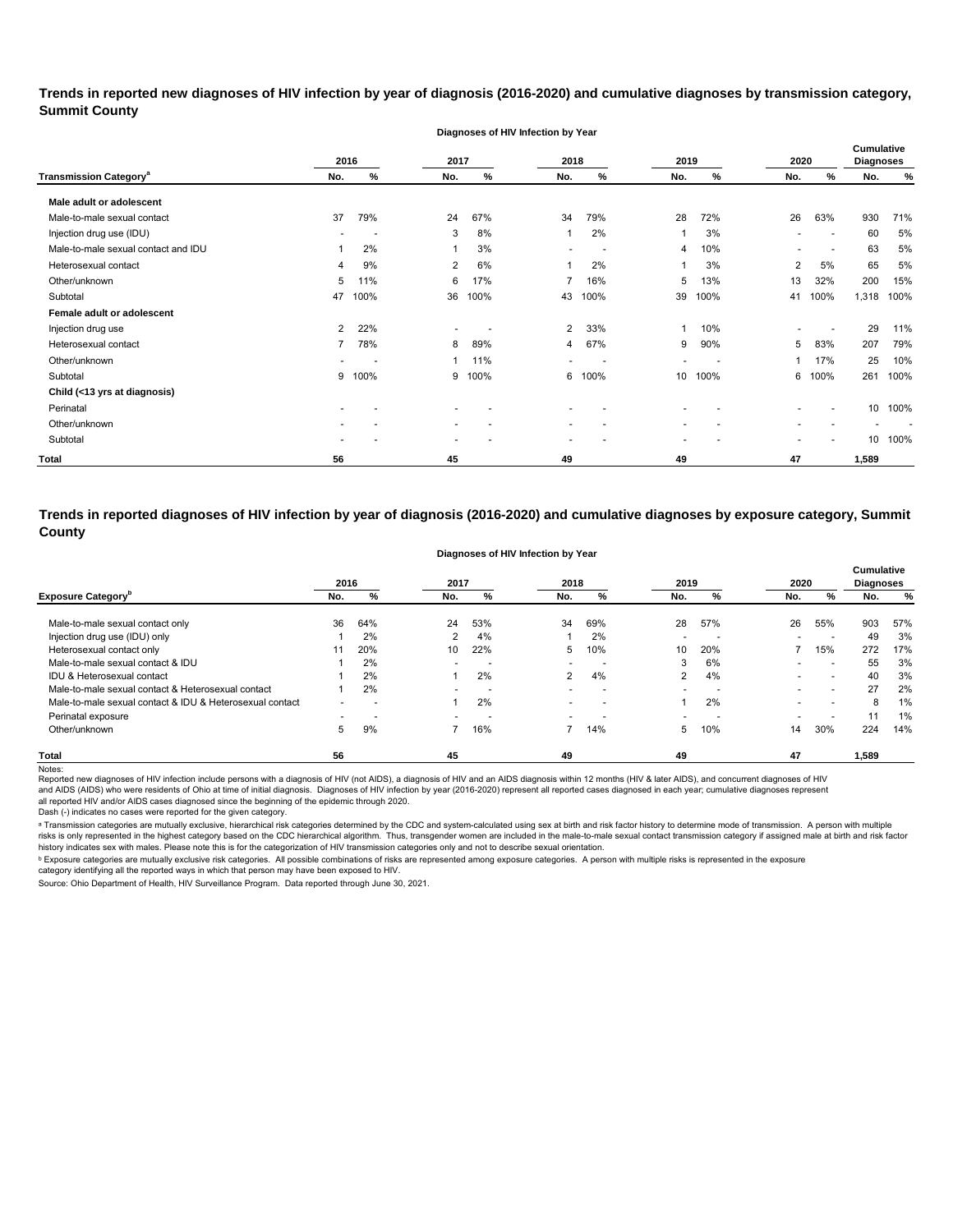## Trends in reported new diagnoses of HIV infection by year of diagnosis (2016-2020) and cumulative diagnoses by transmission category, Summit County

| | Diagnoses of HIV Infection by Year | | | | | | | | | | Cumulative Diagnoses | |
|---|---|---|---|---|---|---|---|---|---|---|---|---|
| | 2016 | | 2017 | | 2018 | | 2019 | | 2020 | | | |
| Transmission Category[a] | No. | % | No. | % | No. | % | No. | % | No. | % | No. | % |
| **Male adult or adolescent** | | | | | | | | | | | | |
| Male-to-male sexual contact | 37 | 79% | 24 | 67% | 34 | 79% | 28 | 72% | 26 | 63% | 930 | 71% |
| Injection drug use (IDU) | - | - | 3 | 8% | 1 | 2% | 1 | 3% | - | - | 60 | 5% |
| Male-to-male sexual contact and IDU | 1 | 2% | 1 | 3% | - | - | 4 | 10% | - | - | 63 | 5% |
| Heterosexual contact | 4 | 9% | 2 | 6% | 1 | 2% | 1 | 3% | 2 | 5% | 65 | 5% |
| Other/unknown | 5 | 11% | 6 | 17% | 7 | 16% | 5 | 13% | 13 | 32% | 200 | 15% |
| Subtotal | 47 | 100% | 36 | 100% | 43 | 100% | 39 | 100% | 41 | 100% | 1,318 | 100% |
| **Female adult or adolescent** | | | | | | | | | | | | |
| Injection drug use | 2 | 22% | - | - | 2 | 33% | 1 | 10% | - | - | 29 | 11% |
| Heterosexual contact | 7 | 78% | 8 | 89% | 4 | 67% | 9 | 90% | 5 | 83% | 207 | 79% |
| Other/unknown | - | - | 1 | 11% | - | - | - | - | 1 | 17% | 25 | 10% |
| Subtotal | 9 | 100% | 9 | 100% | 6 | 100% | 10 | 100% | 6 | 100% | 261 | 100% |
| **Child (<13 yrs at diagnosis)** | | | | | | | | | | | | |
| Perinatal | - | - | - | - | - | - | - | - | - | - | 10 | 100% |
| Other/unknown | - | - | - | - | - | - | - | - | - | - | - | - |
| Subtotal | - | - | - | - | - | - | - | - | - | - | 10 | 100% |
| **Total** | **56** | | **45** | | **49** | | **49** | | **47** | | **1,589** | |

## Trends in reported diagnoses of HIV infection by year of diagnosis (2016-2020) and cumulative diagnoses by exposure category, Summit County

| | Diagnoses of HIV Infection by Year | | | | | | | | | | Cumulative Diagnoses | |
|---|---|---|---|---|---|---|---|---|---|---|---|---|
| | 2016 | | 2017 | | 2018 | | 2019 | | 2020 | | | |
| Exposure Category[b] | No. | % | No. | % | No. | % | No. | % | No. | % | No. | % |
| Male-to-male sexual contact only | 36 | 64% | 24 | 53% | 34 | 69% | 28 | 57% | 26 | 55% | 903 | 57% |
| Injection drug use (IDU) only | 1 | 2% | 2 | 4% | 1 | 2% | - | - | - | - | 49 | 3% |
| Heterosexual contact only | 11 | 20% | 10 | 22% | 5 | 10% | 10 | 20% | 7 | 15% | 272 | 17% |
| Male-to-male sexual contact & IDU | 1 | 2% | - | - | - | - | 3 | 6% | - | - | 55 | 3% |
| IDU & Heterosexual contact | 1 | 2% | 1 | 2% | 2 | 4% | 2 | 4% | - | - | 40 | 3% |
| Male-to-male sexual contact & Heterosexual contact | 1 | 2% | - | - | - | - | - | - | - | - | 27 | 2% |
| Male-to-male sexual contact & IDU & Heterosexual contact | - | - | 1 | 2% | - | - | 1 | 2% | - | - | 8 | 1% |
| Perinatal exposure | - | - | - | - | - | - | - | - | - | - | 11 | 1% |
| Other/unknown | 5 | 9% | 7 | 16% | 7 | 14% | 5 | 10% | 14 | 30% | 224 | 14% |
| **Total** | **56** | | **45** | | **49** | | **49** | | **47** | | **1,589** | |

Notes:

Reported new diagnoses of HIV infection include persons with a diagnosis of HIV (not AIDS), a diagnosis of HIV and an AIDS diagnosis within 12 months (HIV & later AIDS), and concurrent diagnoses of HIV and AIDS (AIDS) who were residents of Ohio at time of initial diagnosis. Diagnoses of HIV infection by year (2016-2020) represent all reported cases diagnosed in each year; cumulative diagnoses represent all reported HIV and/or AIDS cases diagnosed since the beginning of the epidemic through 2020.

Dash (-) indicates no cases were reported for the given category.

[a] Transmission categories are mutually exclusive, hierarchical risk categories determined by the CDC and system-calculated using sex at birth and risk factor history to determine mode of transmission. A person with multiple risks is only represented in the highest category based on the CDC hierarchical algorithm. Thus, transgender women are included in the male-to-male sexual contact transmission category if assigned male at birth and risk factor history indicates sex with males. Please note this is for the categorization of HIV transmission categories only and not to describe sexual orientation.

[b] Exposure categories are mutually exclusive risk categories. All possible combinations of risks are represented among exposure categories. A person with multiple risks is represented in the exposure category identifying all the reported ways in which that person may have been exposed to HIV.

Source: Ohio Department of Health, HIV Surveillance Program. Data reported through June 30, 2021.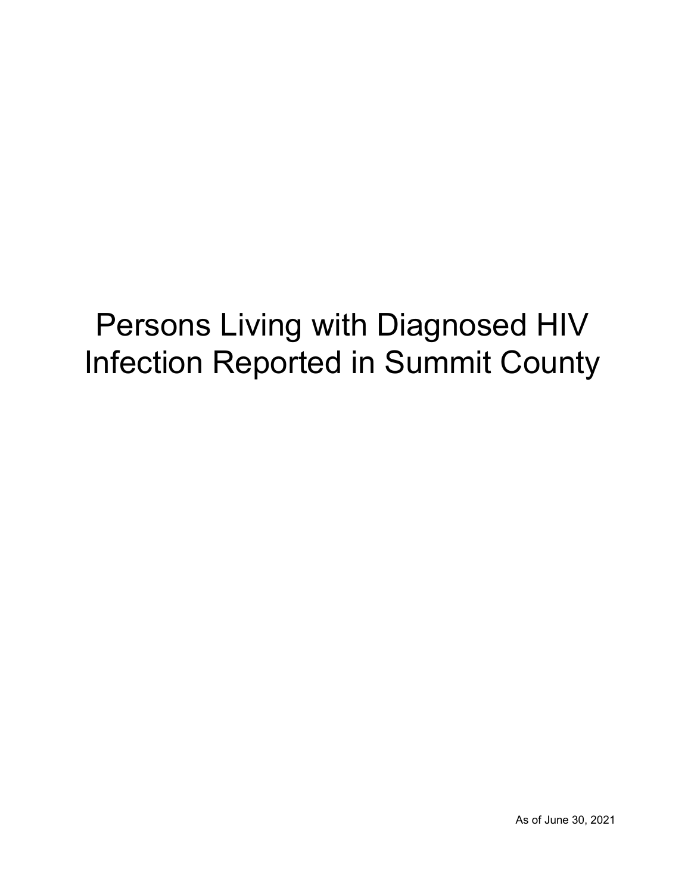# Persons Living with Diagnosed HIV Infection Reported in Summit County

As of June 30, 2021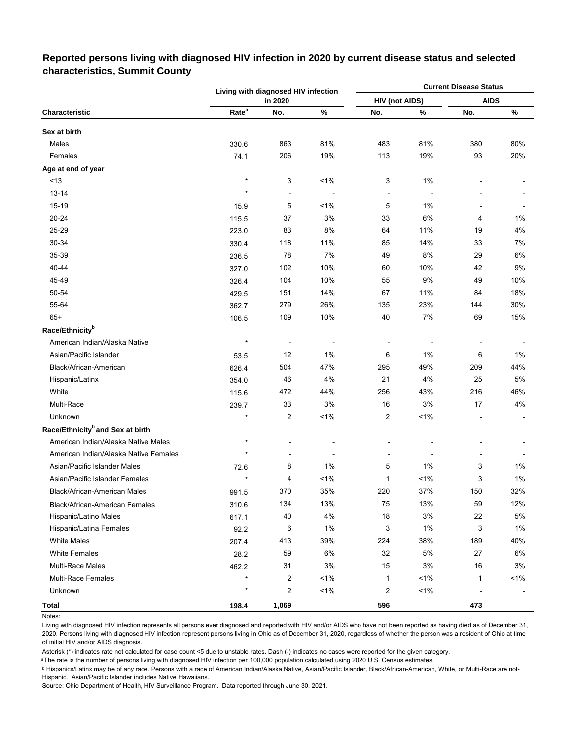## Reported persons living with diagnosed HIV infection in 2020 by current disease status and selected characteristics, Summit County

| Characteristic | Living with diagnosed HIV infection in 2020 | | | Current Disease Status | | | |
|---|---|---|---|---|---|---|---|
| | | | | HIV (not AIDS) | | AIDS | |
| | Rate[a] | No. | % | No. | % | No. | % |
| **Sex at birth** | | | | | | | |
| Males | 330.6 | 863 | 81% | 483 | 81% | 380 | 80% |
| Females | 74.1 | 206 | 19% | 113 | 19% | 93 | 20% |
| **Age at end of year** | | | | | | | |
| <13 | * | 3 | <1% | 3 | 1% | - | - |
| 13-14 | * | - | - | - | - | - | - |
| 15-19 | 15.9 | 5 | <1% | 5 | 1% | - | - |
| 20-24 | 115.5 | 37 | 3% | 33 | 6% | 4 | 1% |
| 25-29 | 223.0 | 83 | 8% | 64 | 11% | 19 | 4% |
| 30-34 | 330.4 | 118 | 11% | 85 | 14% | 33 | 7% |
| 35-39 | 236.5 | 78 | 7% | 49 | 8% | 29 | 6% |
| 40-44 | 327.0 | 102 | 10% | 60 | 10% | 42 | 9% |
| 45-49 | 326.4 | 104 | 10% | 55 | 9% | 49 | 10% |
| 50-54 | 429.5 | 151 | 14% | 67 | 11% | 84 | 18% |
| 55-64 | 362.7 | 279 | 26% | 135 | 23% | 144 | 30% |
| 65+ | 106.5 | 109 | 10% | 40 | 7% | 69 | 15% |
| **Race/Ethnicity[b]** | | | | | | | |
| American Indian/Alaska Native | * | - | - | - | - | - | - |
| Asian/Pacific Islander | 53.5 | 12 | 1% | 6 | 1% | 6 | 1% |
| Black/African-American | 626.4 | 504 | 47% | 295 | 49% | 209 | 44% |
| Hispanic/Latinx | 354.0 | 46 | 4% | 21 | 4% | 25 | 5% |
| White | 115.6 | 472 | 44% | 256 | 43% | 216 | 46% |
| Multi-Race | 239.7 | 33 | 3% | 16 | 3% | 17 | 4% |
| Unknown | * | 2 | <1% | 2 | <1% | - | - |
| **Race/Ethnicity[b] and Sex at birth** | | | | | | | |
| American Indian/Alaska Native Males | * | - | - | - | - | - | - |
| American Indian/Alaska Native Females | * | - | - | - | - | - | - |
| Asian/Pacific Islander Males | 72.6 | 8 | 1% | 5 | 1% | 3 | 1% |
| Asian/Pacific Islander Females | * | 4 | <1% | 1 | <1% | 3 | 1% |
| Black/African-American Males | 991.5 | 370 | 35% | 220 | 37% | 150 | 32% |
| Black/African-American Females | 310.6 | 134 | 13% | 75 | 13% | 59 | 12% |
| Hispanic/Latino Males | 617.1 | 40 | 4% | 18 | 3% | 22 | 5% |
| Hispanic/Latina Females | 92.2 | 6 | 1% | 3 | 1% | 3 | 1% |
| White Males | 207.4 | 413 | 39% | 224 | 38% | 189 | 40% |
| White Females | 28.2 | 59 | 6% | 32 | 5% | 27 | 6% |
| Multi-Race Males | 462.2 | 31 | 3% | 15 | 3% | 16 | 3% |
| Multi-Race Females | * | 2 | <1% | 1 | <1% | 1 | <1% |
| Unknown | * | 2 | <1% | 2 | <1% | - | - |
| **Total** | **198.4** | **1,069** | | **596** | | **473** | |

Notes:

Living with diagnosed HIV infection represents all persons ever diagnosed and reported with HIV and/or AIDS who have not been reported as having died as of December 31, 2020. Persons living with diagnosed HIV infection represent persons living in Ohio as of December 31, 2020, regardless of whether the person was a resident of Ohio at time of initial HIV and/or AIDS diagnosis.

Asterisk (*) indicates rate not calculated for case count <5 due to unstable rates. Dash (-) indicates no cases were reported for the given category.

[a] The rate is the number of persons living with diagnosed HIV infection per 100,000 population calculated using 2020 U.S. Census estimates.

[b] Hispanics/Latinx may be of any race. Persons with a race of American Indian/Alaska Native, Asian/Pacific Islander, Black/African-American, White, or Multi-Race are not-Hispanic. Asian/Pacific Islander includes Native Hawaiians.

Source: Ohio Department of Health, HIV Surveillance Program. Data reported through June 30, 2021.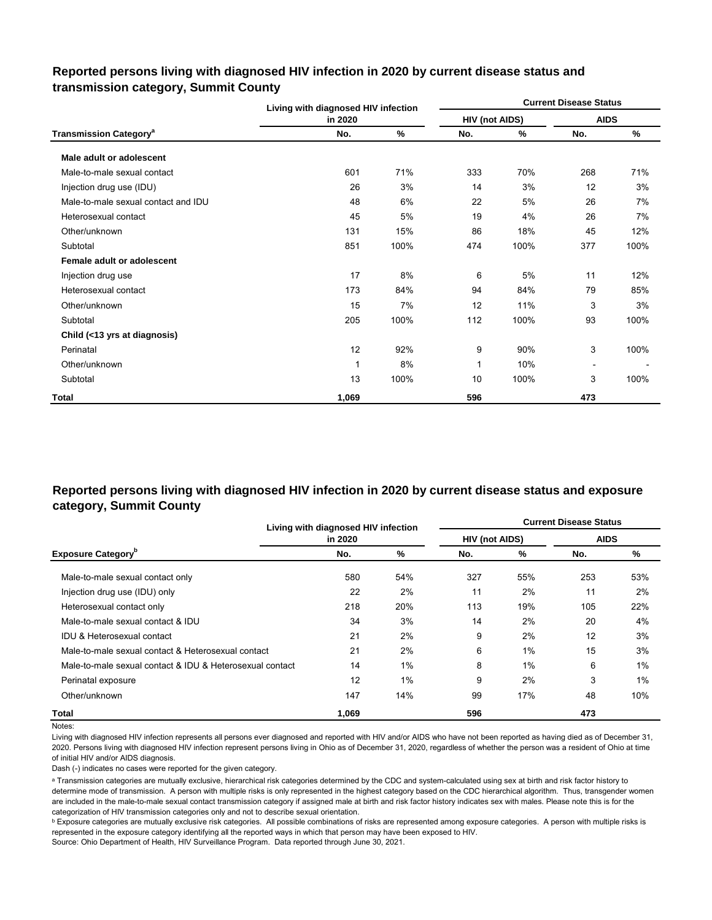## Reported persons living with diagnosed HIV infection in 2020 by current disease status and transmission category, Summit County

| Transmission Category[a] | Living with diagnosed HIV infection in 2020 | | Current Disease Status | | | |
|---|---|---|---|---|---|---|
| | | | HIV (not AIDS) | | AIDS | |
| | No. | % | No. | % | No. | % |
| **Male adult or adolescent** | | | | | | |
| Male-to-male sexual contact | 601 | 71% | 333 | 70% | 268 | 71% |
| Injection drug use (IDU) | 26 | 3% | 14 | 3% | 12 | 3% |
| Male-to-male sexual contact and IDU | 48 | 6% | 22 | 5% | 26 | 7% |
| Heterosexual contact | 45 | 5% | 19 | 4% | 26 | 7% |
| Other/unknown | 131 | 15% | 86 | 18% | 45 | 12% |
| Subtotal | 851 | 100% | 474 | 100% | 377 | 100% |
| **Female adult or adolescent** | | | | | | |
| Injection drug use | 17 | 8% | 6 | 5% | 11 | 12% |
| Heterosexual contact | 173 | 84% | 94 | 84% | 79 | 85% |
| Other/unknown | 15 | 7% | 12 | 11% | 3 | 3% |
| Subtotal | 205 | 100% | 112 | 100% | 93 | 100% |
| **Child (<13 yrs at diagnosis)** | | | | | | |
| Perinatal | 12 | 92% | 9 | 90% | 3 | 100% |
| Other/unknown | 1 | 8% | 1 | 10% | - | - |
| Subtotal | 13 | 100% | 10 | 100% | 3 | 100% |
| **Total** | **1,069** | | **596** | | **473** | |

## Reported persons living with diagnosed HIV infection in 2020 by current disease status and exposure category, Summit County

| Exposure Category[b] | Living with diagnosed HIV infection in 2020 | | Current Disease Status | | | |
|---|---|---|---|---|---|---|
| | | | HIV (not AIDS) | | AIDS | |
| | No. | % | No. | % | No. | % |
| Male-to-male sexual contact only | 580 | 54% | 327 | 55% | 253 | 53% |
| Injection drug use (IDU) only | 22 | 2% | 11 | 2% | 11 | 2% |
| Heterosexual contact only | 218 | 20% | 113 | 19% | 105 | 22% |
| Male-to-male sexual contact & IDU | 34 | 3% | 14 | 2% | 20 | 4% |
| IDU & Heterosexual contact | 21 | 2% | 9 | 2% | 12 | 3% |
| Male-to-male sexual contact & Heterosexual contact | 21 | 2% | 6 | 1% | 15 | 3% |
| Male-to-male sexual contact & IDU & Heterosexual contact | 14 | 1% | 8 | 1% | 6 | 1% |
| Perinatal exposure | 12 | 1% | 9 | 2% | 3 | 1% |
| Other/unknown | 147 | 14% | 99 | 17% | 48 | 10% |
| **Total** | **1,069** | | **596** | | **473** | |

Notes:

Living with diagnosed HIV infection represents all persons ever diagnosed and reported with HIV and/or AIDS who have not been reported as having died as of December 31, 2020. Persons living with diagnosed HIV infection represent persons living in Ohio as of December 31, 2020, regardless of whether the person was a resident of Ohio at time of initial HIV and/or AIDS diagnosis.

Dash (-) indicates no cases were reported for the given category.

[a] Transmission categories are mutually exclusive, hierarchical risk categories determined by the CDC and system-calculated using sex at birth and risk factor history to determine mode of transmission. A person with multiple risks is only represented in the highest category based on the CDC hierarchical algorithm. Thus, transgender women are included in the male-to-male sexual contact transmission category if assigned male at birth and risk factor history indicates sex with males. Please note this is for the categorization of HIV transmission categories only and not to describe sexual orientation.

[b] Exposure categories are mutually exclusive risk categories. All possible combinations of risks are represented among exposure categories. A person with multiple risks is represented in the exposure category identifying all the reported ways in which that person may have been exposed to HIV.

Source: Ohio Department of Health, HIV Surveillance Program. Data reported through June 30, 2021.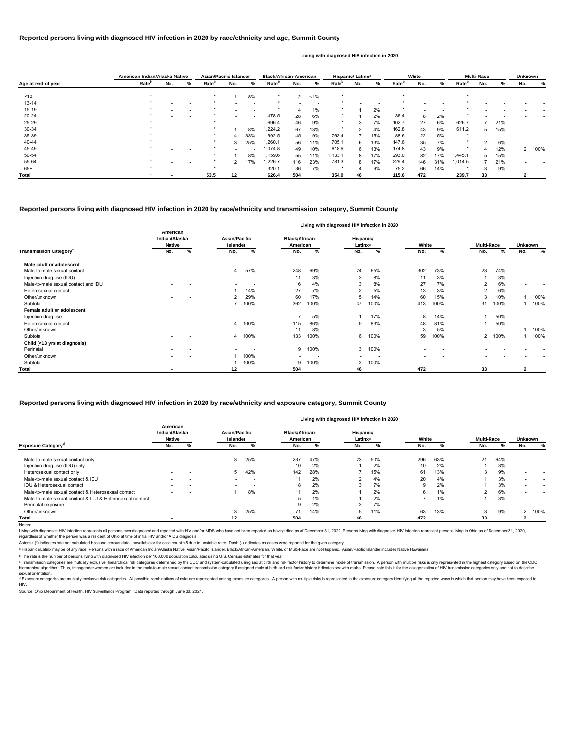## Reported persons living with diagnosed HIV infection in 2020 by race/ethnicity and age, Summit County

Living with diagnosed HIV infection in 2020

| Age at end of year | American Indian/Alaska Native | | | Asian/Pacific Islander | | | Black/African-American | | | Hispanic/ Latinx[a] | | | White | | | Multi-Race | | | Unknown | |
|---|---|---|---|---|---|---|---|---|---|---|---|---|---|---|---|---|---|---|---|---|
| | Rate[b] | No. | % | Rate[b] | No. | % | Rate[b] | No. | % | Rate[b] | No. | % | Rate[b] | No. | % | Rate[b] | No. | % | No. | % |
| <13 | * | - | - | * | 1 | 8% | * | 2 | <1% | * | - | - | * | - | - | * | - | - | - | - |
| 13-14 | * | - | - | * | - | - | * | - | - | * | - | - | * | - | - | * | - | - | - | - |
| 15-19 | * | - | - | * | - | - | * | 4 | 1% | * | 1 | 2% | * | - | - | * | - | - | - | - |
| 20-24 | * | - | - | * | - | - | 478.5 | 28 | 6% | * | 1 | 2% | 36.4 | 8 | 2% | * | - | - | - | - |
| 25-29 | * | - | - | * | - | - | 696.4 | 46 | 9% | * | 3 | 7% | 102.7 | 27 | 6% | 626.7 | 7 | 21% | - | - |
| 30-34 | * | - | - | * | 1 | 8% | 1,224.2 | 67 | 13% | * | 2 | 4% | 162.8 | 43 | 9% | 611.2 | 5 | 15% | - | - |
| 35-39 | * | - | - | * | 4 | 33% | 992.5 | 45 | 9% | 763.4 | 7 | 15% | 88.6 | 22 | 5% | * | - | - | - | - |
| 40-44 | * | - | - | * | 3 | 25% | 1,260.1 | 56 | 11% | 705.1 | 6 | 13% | 147.6 | 35 | 7% | * | 2 | 6% | - | - |
| 45-49 | * | - | - | * | - | - | 1,074.8 | 49 | 10% | 818.6 | 6 | 13% | 174.8 | 43 | 9% | * | 4 | 12% | 2 | 100% |
| 50-54 | * | - | - | * | 1 | 8% | 1,159.6 | 55 | 11% | 1,133.1 | 8 | 17% | 293.0 | 82 | 17% | 1,445.1 | 5 | 15% | - | - |
| 55-64 | * | - | - | * | 2 | 17% | 1,226.7 | 116 | 23% | 781.3 | 8 | 17% | 229.4 | 146 | 31% | 1,014.5 | 7 | 21% | - | - |
| 65+ | * | - | - | * | - | - | 320.1 | 36 | 7% | * | 4 | 9% | 75.2 | 66 | 14% | * | 3 | 9% | - | - |
| **Total** | * | - | | **53.5** | **12** | | **626.4** | **504** | | **354.0** | **46** | | **115.6** | **472** | | **239.7** | **33** | | **2** | |

## Reported persons living with diagnosed HIV infection in 2020 by race/ethnicity and transmission category, Summit County

Living with diagnosed HIV infection in 2020

| Transmission Category[c] | American Indian/Alaska Native | | Asian/Pacific Islander | | Black/African-American | | Hispanic/ Latinx[a] | | White | | Multi-Race | | Unknown | |
|---|---|---|---|---|---|---|---|---|---|---|---|---|---|---|
| | No. | % | No. | % | No. | % | No. | % | No. | % | No. | % | No. | % |
| **Male adult or adolescent** | | | | | | | | | | | | | | |
| Male-to-male sexual contact | - | - | 4 | 57% | 248 | 69% | 24 | 65% | 302 | 73% | 23 | 74% | - | - |
| Injection drug use (IDU) | - | - | - | - | 11 | 3% | 3 | 8% | 11 | 3% | 1 | 3% | - | - |
| Male-to-male sexual contact and IDU | - | - | - | - | 16 | 4% | 3 | 8% | 27 | 7% | 2 | 6% | - | - |
| Heterosexual contact | - | - | 1 | 14% | 27 | 7% | 2 | 5% | 13 | 3% | 2 | 6% | - | - |
| Other/unknown | - | - | 2 | 29% | 60 | 17% | 5 | 14% | 60 | 15% | 3 | 10% | 1 | 100% |
| Subtotal | - | - | 7 | 100% | 362 | 100% | 37 | 100% | 413 | 100% | 31 | 100% | 1 | 100% |
| **Female adult or adolescent** | | | | | | | | | | | | | | |
| Injection drug use | - | - | - | - | 7 | 5% | 1 | 17% | 8 | 14% | 1 | 50% | - | - |
| Heterosexual contact | - | - | 4 | 100% | 115 | 86% | 5 | 83% | 48 | 81% | 1 | 50% | - | - |
| Other/unknown | - | - | - | - | 11 | 8% | - | - | 3 | 5% | - | - | 1 | 100% |
| Subtotal | - | - | 4 | 100% | 133 | 100% | 6 | 100% | 59 | 100% | 2 | 100% | 1 | 100% |
| **Child (<13 yrs at diagnosis)** | | | | | | | | | | | | | | |
| Perinatal | - | - | - | - | 9 | 100% | 3 | 100% | - | - | - | - | - | - |
| Other/unknown | - | - | 1 | 100% | - | - | - | - | - | - | - | - | - | - |
| Subtotal | - | - | 1 | 100% | 9 | 100% | 3 | 100% | - | - | - | - | - | - |
| **Total** | **-** | | **12** | | **504** | | **46** | | **472** | | **33** | | **2** | |

## Reported persons living with diagnosed HIV infection in 2020 by race/ethnicity and exposure category, Summit County

Living with diagnosed HIV infection in 2020

| Exposure Category[d] | American Indian/Alaska Native | | Asian/Pacific Islander | | Black/African-American | | Hispanic/ Latinx[a] | | White | | Multi-Race | | Unknown | |
|---|---|---|---|---|---|---|---|---|---|---|---|---|---|---|
| | No. | % | No. | % | No. | % | No. | % | No. | % | No. | % | No. | % |
| Male-to-male sexual contact only | - | - | 3 | 25% | 237 | 47% | 23 | 50% | 296 | 63% | 21 | 64% | - | - |
| Injection drug use (IDU) only | - | - | - | - | 10 | 2% | 1 | 2% | 10 | 2% | 1 | 3% | - | - |
| Heterosexual contact only | - | - | 5 | 42% | 142 | 28% | 7 | 15% | 61 | 13% | 3 | 9% | - | - |
| Male-to-male sexual contact & IDU | - | - | - | - | 11 | 2% | 2 | 4% | 20 | 4% | 1 | 3% | - | - |
| IDU & Heterosexual contact | - | - | - | - | 8 | 2% | 3 | 7% | 9 | 2% | 1 | 3% | - | - |
| Male-to-male sexual contact & Heterosexual contact | - | - | 1 | 8% | 11 | 2% | 1 | 2% | 6 | 1% | 2 | 6% | - | - |
| Male-to-male sexual contact & IDU & Heterosexual contact | - | - | - | - | 5 | 1% | 1 | 2% | 7 | 1% | 1 | 3% | - | - |
| Perinatal exposure | - | - | - | - | 9 | 2% | 3 | 7% | - | - | - | - | - | - |
| Other/unknown | - | - | 3 | 25% | 71 | 14% | 5 | 11% | 63 | 13% | 3 | 9% | 2 | 100% |
| **Total** | **-** | | **12** | | **504** | | **46** | | **472** | | **33** | | **2** | |

Notes:

Living with diagnosed HIV infection represents all persons ever diagnosed and reported with HIV and/or AIDS who have not been reported as having died as of December 31, 2020. Persons living with diagnosed HIV infection represent persons living in Ohio as of December 31, 2020, regardless of whether the person was a resident of Ohio at time of initial HIV and/or AIDS diagnosis.

Asterisk (*) indicates rate not calculated because census data unavailable or for case count <5 due to unstable rates. Dash (-) indicates no cases were reported for the given category.

[a] Hispanics/Latinx may be of any race. Persons with a race of American Indian/Alaska Native, Asian/Pacific Islander, Black/African-American, White, or Multi-Race are not-Hispanic. Asian/Pacific Islander includes Native Hawaiians.

[b] The rate is the number of persons living with diagnosed HIV infection per 100,000 population calculated using U.S. Census estimates for that year.

[c] Transmission categories are mutually exclusive, hierarchical risk categories determined by the CDC and system-calculated using sex at birth and risk factor history to determine mode of transmission. A person with multiple risks is only represented in the highest category based on the CDC hierarchical algorithm. Thus, transgender women are included in the male-to-male sexual contact transmission category if assigned male at birth and risk factor history indicates sex with males. Please note this is for the categorization of HIV transmission categories only and not to describe sexual orientation.

[d] Exposure categories are mutually exclusive risk categories. All possible combinations of risks are represented among exposure categories. A person with multiple risks is represented in the exposure category identifying all the reported ways in which that person may have been exposed to HIV.

Source: Ohio Department of Health, HIV Surveillance Program. Data reported through June 30, 2021.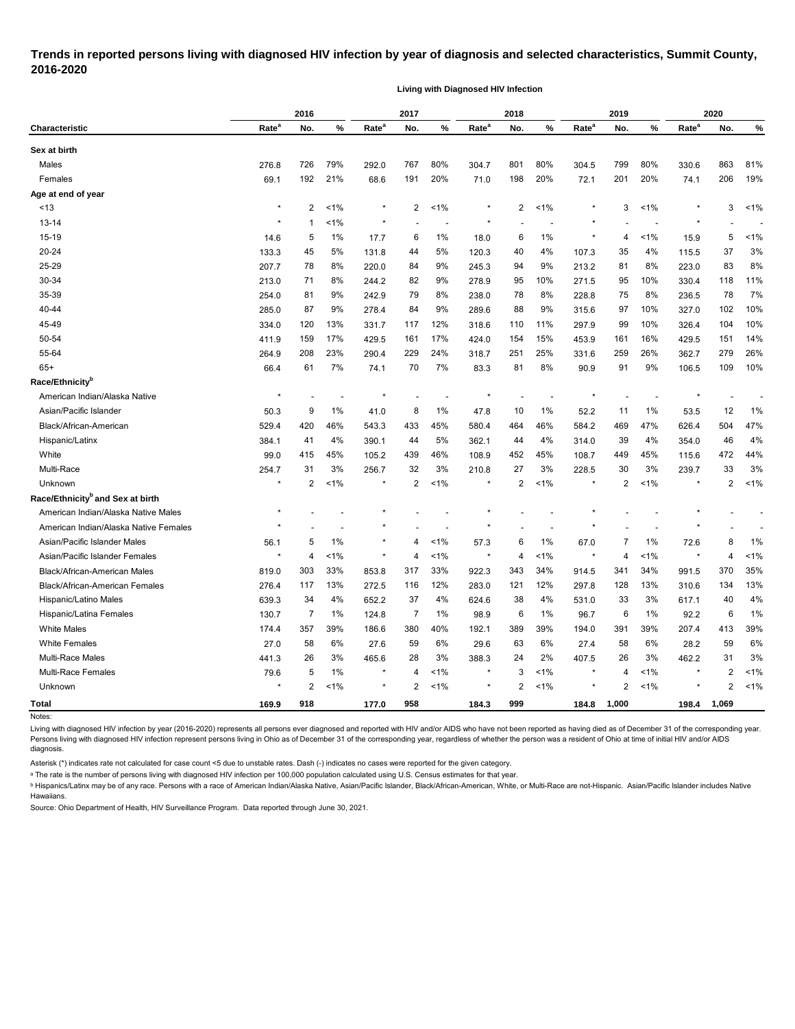## Trends in reported persons living with diagnosed HIV infection by year of diagnosis and selected characteristics, Summit County, 2016-2020

**Living with Diagnosed HIV Infection**

| Characteristic | 2016 | | | 2017 | | | 2018 | | | 2019 | | | 2020 | | |
|---|---|---|---|---|---|---|---|---|---|---|---|---|---|---|---|
| | Rate[a] | No. | % | Rate[a] | No. | % | Rate[a] | No. | % | Rate[a] | No. | % | Rate[a] | No. | % |
| **Sex at birth** | | | | | | | | | | | | | | | |
| Males | 276.8 | 726 | 79% | 292.0 | 767 | 80% | 304.7 | 801 | 80% | 304.5 | 799 | 80% | 330.6 | 863 | 81% |
| Females | 69.1 | 192 | 21% | 68.6 | 191 | 20% | 71.0 | 198 | 20% | 72.1 | 201 | 20% | 74.1 | 206 | 19% |
| **Age at end of year** | | | | | | | | | | | | | | | |
| <13 | * | 2 | <1% | * | 2 | <1% | * | 2 | <1% | * | 3 | <1% | * | 3 | <1% |
| 13-14 | * | 1 | <1% | * | - | - | * | - | - | * | - | - | * | - | - |
| 15-19 | 14.6 | 5 | 1% | 17.7 | 6 | 1% | 18.0 | 6 | 1% | * | 4 | <1% | 15.9 | 5 | <1% |
| 20-24 | 133.3 | 45 | 5% | 131.8 | 44 | 5% | 120.3 | 40 | 4% | 107.3 | 35 | 4% | 115.5 | 37 | 3% |
| 25-29 | 207.7 | 78 | 8% | 220.0 | 84 | 9% | 245.3 | 94 | 9% | 213.2 | 81 | 8% | 223.0 | 83 | 8% |
| 30-34 | 213.0 | 71 | 8% | 244.2 | 82 | 9% | 278.9 | 95 | 10% | 271.5 | 95 | 10% | 330.4 | 118 | 11% |
| 35-39 | 254.0 | 81 | 9% | 242.9 | 79 | 8% | 238.0 | 78 | 8% | 228.8 | 75 | 8% | 236.5 | 78 | 7% |
| 40-44 | 285.0 | 87 | 9% | 278.4 | 84 | 9% | 289.6 | 88 | 9% | 315.6 | 97 | 10% | 327.0 | 102 | 10% |
| 45-49 | 334.0 | 120 | 13% | 331.7 | 117 | 12% | 318.6 | 110 | 11% | 297.9 | 99 | 10% | 326.4 | 104 | 10% |
| 50-54 | 411.9 | 159 | 17% | 429.5 | 161 | 17% | 424.0 | 154 | 15% | 453.9 | 161 | 16% | 429.5 | 151 | 14% |
| 55-64 | 264.9 | 208 | 23% | 290.4 | 229 | 24% | 318.7 | 251 | 25% | 331.6 | 259 | 26% | 362.7 | 279 | 26% |
| 65+ | 66.4 | 61 | 7% | 74.1 | 70 | 7% | 83.3 | 81 | 8% | 90.9 | 91 | 9% | 106.5 | 109 | 10% |
| **Race/Ethnicity[b]** | | | | | | | | | | | | | | | |
| American Indian/Alaska Native | * | - | - | * | - | - | * | - | - | * | - | - | * | - | - |
| Asian/Pacific Islander | 50.3 | 9 | 1% | 41.0 | 8 | 1% | 47.8 | 10 | 1% | 52.2 | 11 | 1% | 53.5 | 12 | 1% |
| Black/African-American | 529.4 | 420 | 46% | 543.3 | 433 | 45% | 580.4 | 464 | 46% | 584.2 | 469 | 47% | 626.4 | 504 | 47% |
| Hispanic/Latinx | 384.1 | 41 | 4% | 390.1 | 44 | 5% | 362.1 | 44 | 4% | 314.0 | 39 | 4% | 354.0 | 46 | 4% |
| White | 99.0 | 415 | 45% | 105.2 | 439 | 46% | 108.9 | 452 | 45% | 108.7 | 449 | 45% | 115.6 | 472 | 44% |
| Multi-Race | 254.7 | 31 | 3% | 256.7 | 32 | 3% | 210.8 | 27 | 3% | 228.5 | 30 | 3% | 239.7 | 33 | 3% |
| Unknown | * | 2 | <1% | * | 2 | <1% | * | 2 | <1% | * | 2 | <1% | * | 2 | <1% |
| **Race/Ethnicity[b] and Sex at birth** | | | | | | | | | | | | | | | |
| American Indian/Alaska Native Males | * | - | - | * | - | - | * | - | - | * | - | - | * | - | - |
| American Indian/Alaska Native Females | * | - | - | * | - | - | * | - | - | * | - | - | * | - | - |
| Asian/Pacific Islander Males | 56.1 | 5 | 1% | * | 4 | <1% | 57.3 | 6 | 1% | 67.0 | 7 | 1% | 72.6 | 8 | 1% |
| Asian/Pacific Islander Females | * | 4 | <1% | * | 4 | <1% | * | 4 | <1% | * | 4 | <1% | * | 4 | <1% |
| Black/African-American Males | 819.0 | 303 | 33% | 853.8 | 317 | 33% | 922.3 | 343 | 34% | 914.5 | 341 | 34% | 991.5 | 370 | 35% |
| Black/African-American Females | 276.4 | 117 | 13% | 272.5 | 116 | 12% | 283.0 | 121 | 12% | 297.8 | 128 | 13% | 310.6 | 134 | 13% |
| Hispanic/Latino Males | 639.3 | 34 | 4% | 652.2 | 37 | 4% | 624.6 | 38 | 4% | 531.0 | 33 | 3% | 617.1 | 40 | 4% |
| Hispanic/Latina Females | 130.7 | 7 | 1% | 124.8 | 7 | 1% | 98.9 | 6 | 1% | 96.7 | 6 | 1% | 92.2 | 6 | 1% |
| White Males | 174.4 | 357 | 39% | 186.6 | 380 | 40% | 192.1 | 389 | 39% | 194.0 | 391 | 39% | 207.4 | 413 | 39% |
| White Females | 27.0 | 58 | 6% | 27.6 | 59 | 6% | 29.6 | 63 | 6% | 27.4 | 58 | 6% | 28.2 | 59 | 6% |
| Multi-Race Males | 441.3 | 26 | 3% | 465.6 | 28 | 3% | 388.3 | 24 | 2% | 407.5 | 26 | 3% | 462.2 | 31 | 3% |
| Multi-Race Females | 79.6 | 5 | 1% | * | 4 | <1% | * | 3 | <1% | * | 4 | <1% | * | 2 | <1% |
| Unknown | * | 2 | <1% | * | 2 | <1% | * | 2 | <1% | * | 2 | <1% | * | 2 | <1% |
| **Total** | **169.9** | **918** | | **177.0** | **958** | | **184.3** | **999** | | **184.8** | **1,000** | | **198.4** | **1,069** | |

Notes:

Living with diagnosed HIV infection by year (2016-2020) represents all persons ever diagnosed and reported with HIV and/or AIDS who have not been reported as having died as of December 31 of the corresponding year. Persons living with diagnosed HIV infection represent persons living in Ohio as of December 31 of the corresponding year, regardless of whether the person was a resident of Ohio at time of initial HIV and/or AIDS diagnosis.

Asterisk (*) indicates rate not calculated for case count <5 due to unstable rates. Dash (-) indicates no cases were reported for the given category.

[a] The rate is the number of persons living with diagnosed HIV infection per 100,000 population calculated using U.S. Census estimates for that year.

[b] Hispanics/Latinx may be of any race. Persons with a race of American Indian/Alaska Native, Asian/Pacific Islander, Black/African-American, White, or Multi-Race are not-Hispanic. Asian/Pacific Islander includes Native Hawaiians.

Source: Ohio Department of Health, HIV Surveillance Program. Data reported through June 30, 2021.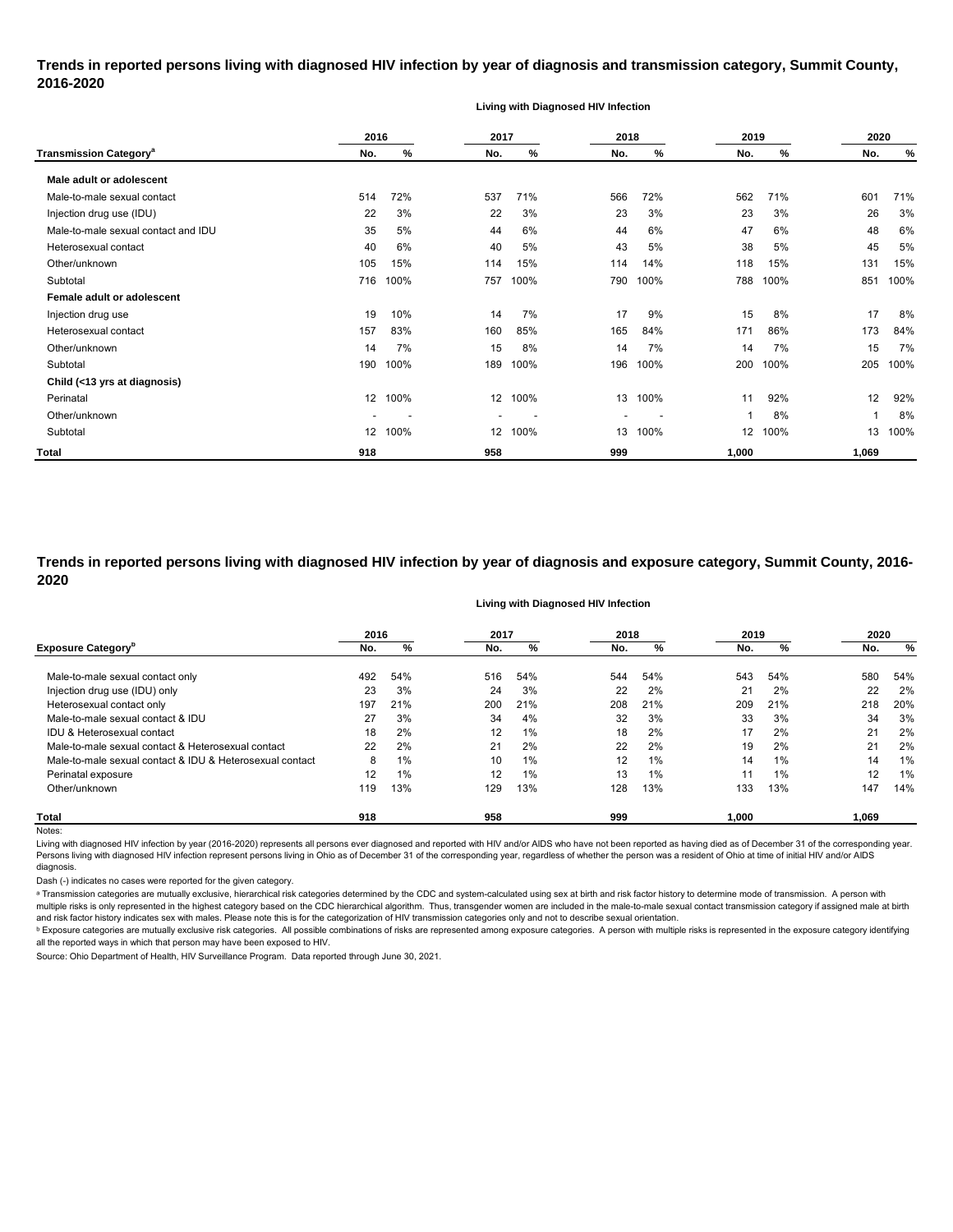## Trends in reported persons living with diagnosed HIV infection by year of diagnosis and transmission category, Summit County, 2016-2020

**Living with Diagnosed HIV Infection**

| Transmission Category[a] | 2016 | | 2017 | | 2018 | | 2019 | | 2020 | |
|---|---|---|---|---|---|---|---|---|---|---|
| | No. | % | No. | % | No. | % | No. | % | No. | % |
| **Male adult or adolescent** | | | | | | | | | | |
| Male-to-male sexual contact | 514 | 72% | 537 | 71% | 566 | 72% | 562 | 71% | 601 | 71% |
| Injection drug use (IDU) | 22 | 3% | 22 | 3% | 23 | 3% | 23 | 3% | 26 | 3% |
| Male-to-male sexual contact and IDU | 35 | 5% | 44 | 6% | 44 | 6% | 47 | 6% | 48 | 6% |
| Heterosexual contact | 40 | 6% | 40 | 5% | 43 | 5% | 38 | 5% | 45 | 5% |
| Other/unknown | 105 | 15% | 114 | 15% | 114 | 14% | 118 | 15% | 131 | 15% |
| Subtotal | 716 | 100% | 757 | 100% | 790 | 100% | 788 | 100% | 851 | 100% |
| **Female adult or adolescent** | | | | | | | | | | |
| Injection drug use | 19 | 10% | 14 | 7% | 17 | 9% | 15 | 8% | 17 | 8% |
| Heterosexual contact | 157 | 83% | 160 | 85% | 165 | 84% | 171 | 86% | 173 | 84% |
| Other/unknown | 14 | 7% | 15 | 8% | 14 | 7% | 14 | 7% | 15 | 7% |
| Subtotal | 190 | 100% | 189 | 100% | 196 | 100% | 200 | 100% | 205 | 100% |
| **Child (<13 yrs at diagnosis)** | | | | | | | | | | |
| Perinatal | 12 | 100% | 12 | 100% | 13 | 100% | 11 | 92% | 12 | 92% |
| Other/unknown | - | - | - | - | - | - | 1 | 8% | 1 | 8% |
| Subtotal | 12 | 100% | 12 | 100% | 13 | 100% | 12 | 100% | 13 | 100% |
| **Total** | **918** | | **958** | | **999** | | **1,000** | | **1,069** | |

## Trends in reported persons living with diagnosed HIV infection by year of diagnosis and exposure category, Summit County, 2016-2020

**Living with Diagnosed HIV Infection**

| Exposure Category[b] | 2016 | | 2017 | | 2018 | | 2019 | | 2020 | |
|---|---|---|---|---|---|---|---|---|---|---|
| | No. | % | No. | % | No. | % | No. | % | No. | % |
| Male-to-male sexual contact only | 492 | 54% | 516 | 54% | 544 | 54% | 543 | 54% | 580 | 54% |
| Injection drug use (IDU) only | 23 | 3% | 24 | 3% | 22 | 2% | 21 | 2% | 22 | 2% |
| Heterosexual contact only | 197 | 21% | 200 | 21% | 208 | 21% | 209 | 21% | 218 | 20% |
| Male-to-male sexual contact & IDU | 27 | 3% | 34 | 4% | 32 | 3% | 33 | 3% | 34 | 3% |
| IDU & Heterosexual contact | 18 | 2% | 12 | 1% | 18 | 2% | 17 | 2% | 21 | 2% |
| Male-to-male sexual contact & Heterosexual contact | 22 | 2% | 21 | 2% | 22 | 2% | 19 | 2% | 21 | 2% |
| Male-to-male sexual contact & IDU & Heterosexual contact | 8 | 1% | 10 | 1% | 12 | 1% | 14 | 1% | 14 | 1% |
| Perinatal exposure | 12 | 1% | 12 | 1% | 13 | 1% | 11 | 1% | 12 | 1% |
| Other/unknown | 119 | 13% | 129 | 13% | 128 | 13% | 133 | 13% | 147 | 14% |
| **Total** | **918** | | **958** | | **999** | | **1,000** | | **1,069** | |

Notes:

Living with diagnosed HIV infection by year (2016-2020) represents all persons ever diagnosed and reported with HIV and/or AIDS who have not been reported as having died as of December 31 of the corresponding year. Persons living with diagnosed HIV infection represent persons living in Ohio as of December 31 of the corresponding year, regardless of whether the person was a resident of Ohio at time of initial HIV and/or AIDS diagnosis.

Dash (-) indicates no cases were reported for the given category.

[a] Transmission categories are mutually exclusive, hierarchical risk categories determined by the CDC and system-calculated using sex at birth and risk factor history to determine mode of transmission. A person with multiple risks is only represented in the highest category based on the CDC hierarchical algorithm. Thus, transgender women are included in the male-to-male sexual contact transmission category if assigned male at birth and risk factor history indicates sex with males. Please note this is for the categorization of HIV transmission categories only and not to describe sexual orientation.

[b] Exposure categories are mutually exclusive risk categories. All possible combinations of risks are represented among exposure categories. A person with multiple risks is represented in the exposure category identifying all the reported ways in which that person may have been exposed to HIV.

Source: Ohio Department of Health, HIV Surveillance Program. Data reported through June 30, 2021.